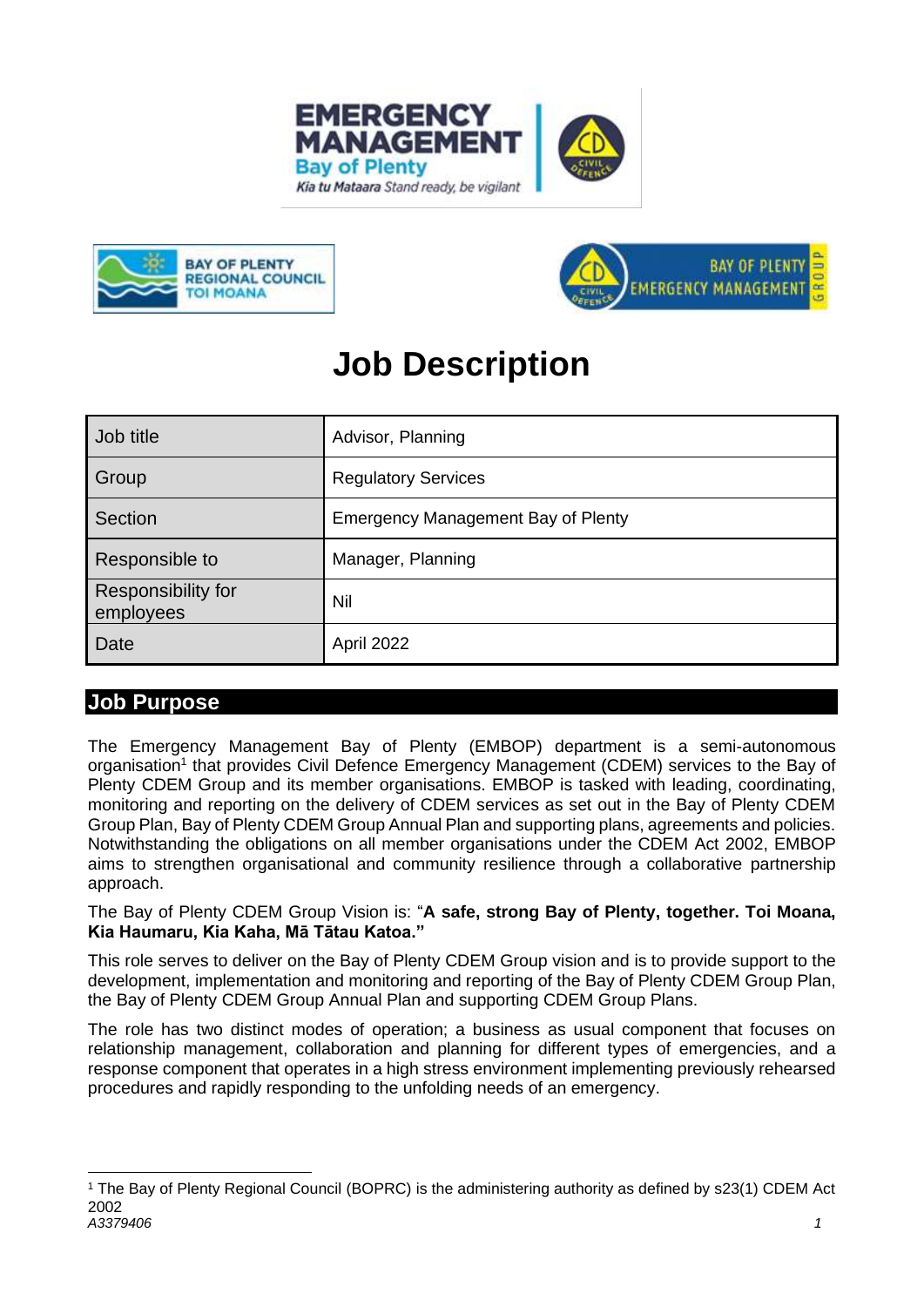# Job Description

| Job title | Advisor, Planning |
|---|---|
| Group | Regulatory Services |
| Section | Emergency Management Bay of Plenty |
| Responsible to | Manager, Planning |
| Responsibility for employees | Nil |
| Date | April 2022 |

## Job Purpose

The Emergency Management Bay of Plenty (EMBOP) department is a semi-autonomous organisation[1] that provides Civil Defence Emergency Management (CDEM) services to the Bay of Plenty CDEM Group and its member organisations. EMBOP is tasked with leading, coordinating, monitoring and reporting on the delivery of CDEM services as set out in the Bay of Plenty CDEM Group Plan, Bay of Plenty CDEM Group Annual Plan and supporting plans, agreements and policies. Notwithstanding the obligations on all member organisations under the CDEM Act 2002, EMBOP aims to strengthen organisational and community resilience through a collaborative partnership approach.

The Bay of Plenty CDEM Group Vision is: "**A safe, strong Bay of Plenty, together. Toi Moana, Kia Haumaru, Kia Kaha, Mā Tātau Katoa.**"

This role serves to deliver on the Bay of Plenty CDEM Group vision and is to provide support to the development, implementation and monitoring and reporting of the Bay of Plenty CDEM Group Plan, the Bay of Plenty CDEM Group Annual Plan and supporting CDEM Group Plans.

The role has two distinct modes of operation; a business as usual component that focuses on relationship management, collaboration and planning for different types of emergencies, and a response component that operates in a high stress environment implementing previously rehearsed procedures and rapidly responding to the unfolding needs of an emergency.

[1] The Bay of Plenty Regional Council (BOPRC) is the administering authority as defined by s23(1) CDEM Act 2002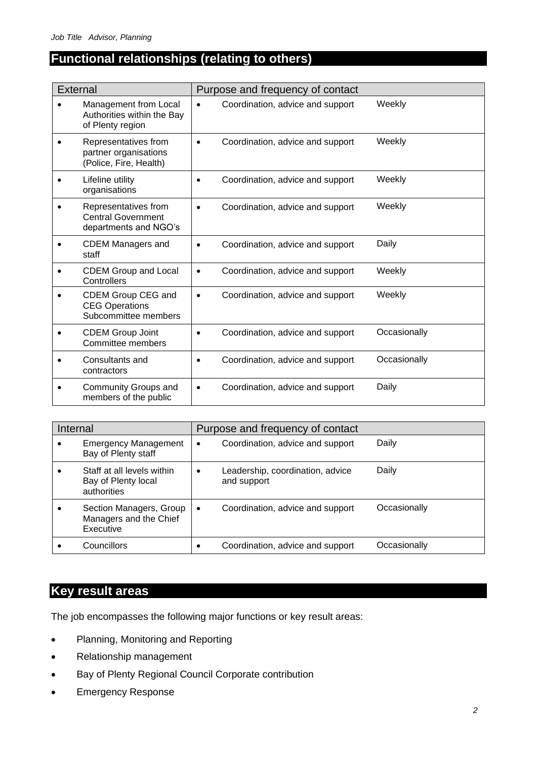## Functional relationships (relating to others)

| External | Purpose and frequency of contact | |
|---|---|---|
| Management from Local Authorities within the Bay of Plenty region | Coordination, advice and support | Weekly |
| Representatives from partner organisations (Police, Fire, Health) | Coordination, advice and support | Weekly |
| Lifeline utility organisations | Coordination, advice and support | Weekly |
| Representatives from Central Government departments and NGO's | Coordination, advice and support | Weekly |
| CDEM Managers and staff | Coordination, advice and support | Daily |
| CDEM Group and Local Controllers | Coordination, advice and support | Weekly |
| CDEM Group CEG and CEG Operations Subcommittee members | Coordination, advice and support | Weekly |
| CDEM Group Joint Committee members | Coordination, advice and support | Occasionally |
| Consultants and contractors | Coordination, advice and support | Occasionally |
| Community Groups and members of the public | Coordination, advice and support | Daily |

| Internal | Purpose and frequency of contact | |
|---|---|---|
| Emergency Management Bay of Plenty staff | Coordination, advice and support | Daily |
| Staff at all levels within Bay of Plenty local authorities | Leadership, coordination, advice and support | Daily |
| Section Managers, Group Managers and the Chief Executive | Coordination, advice and support | Occasionally |
| Councillors | Coordination, advice and support | Occasionally |

## Key result areas

The job encompasses the following major functions or key result areas:

- Planning, Monitoring and Reporting
- Relationship management
- Bay of Plenty Regional Council Corporate contribution
- Emergency Response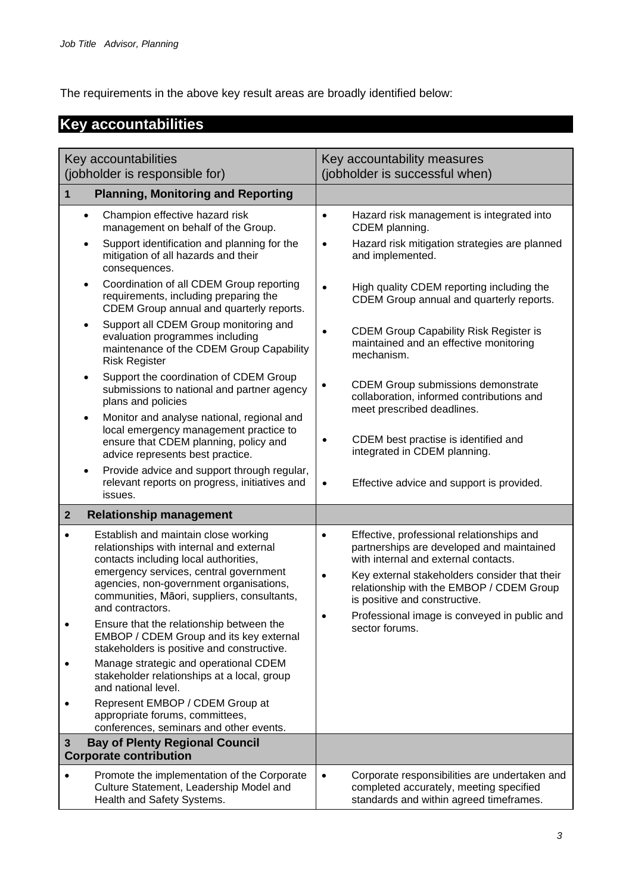The requirements in the above key result areas are broadly identified below:

## Key accountabilities

| Key accountabilities (jobholder is responsible for) | Key accountability measures (jobholder is successful when) |
|---|---|
| **1 Planning, Monitoring and Reporting** | |
| • Champion effective hazard risk management on behalf of the Group.<br>• Support identification and planning for the mitigation of all hazards and their consequences.<br>• Coordination of all CDEM Group reporting requirements, including preparing the CDEM Group annual and quarterly reports.<br>• Support all CDEM Group monitoring and evaluation programmes including maintenance of the CDEM Group Capability Risk Register<br>• Support the coordination of CDEM Group submissions to national and partner agency plans and policies<br>• Monitor and analyse national, regional and local emergency management practice to ensure that CDEM planning, policy and advice represents best practice.<br>• Provide advice and support through regular, relevant reports on progress, initiatives and issues. | • Hazard risk management is integrated into CDEM planning.<br>• Hazard risk mitigation strategies are planned and implemented.<br>• High quality CDEM reporting including the CDEM Group annual and quarterly reports.<br>• CDEM Group Capability Risk Register is maintained and an effective monitoring mechanism.<br>• CDEM Group submissions demonstrate collaboration, informed contributions and meet prescribed deadlines.<br>• CDEM best practise is identified and integrated in CDEM planning.<br>• Effective advice and support is provided. |
| **2 Relationship management** | |
| • Establish and maintain close working relationships with internal and external contacts including local authorities, emergency services, central government agencies, non-government organisations, communities, Māori, suppliers, consultants, and contractors.<br>• Ensure that the relationship between the EMBOP / CDEM Group and its key external stakeholders is positive and constructive.<br>• Manage strategic and operational CDEM stakeholder relationships at a local, group and national level.<br>• Represent EMBOP / CDEM Group at appropriate forums, committees, conferences, seminars and other events. | • Effective, professional relationships and partnerships are developed and maintained with internal and external contacts.<br>• Key external stakeholders consider that their relationship with the EMBOP / CDEM Group is positive and constructive.<br>• Professional image is conveyed in public and sector forums. |
| **3 Bay of Plenty Regional Council Corporate contribution** | |
| • Promote the implementation of the Corporate Culture Statement, Leadership Model and Health and Safety Systems. | • Corporate responsibilities are undertaken and completed accurately, meeting specified standards and within agreed timeframes. |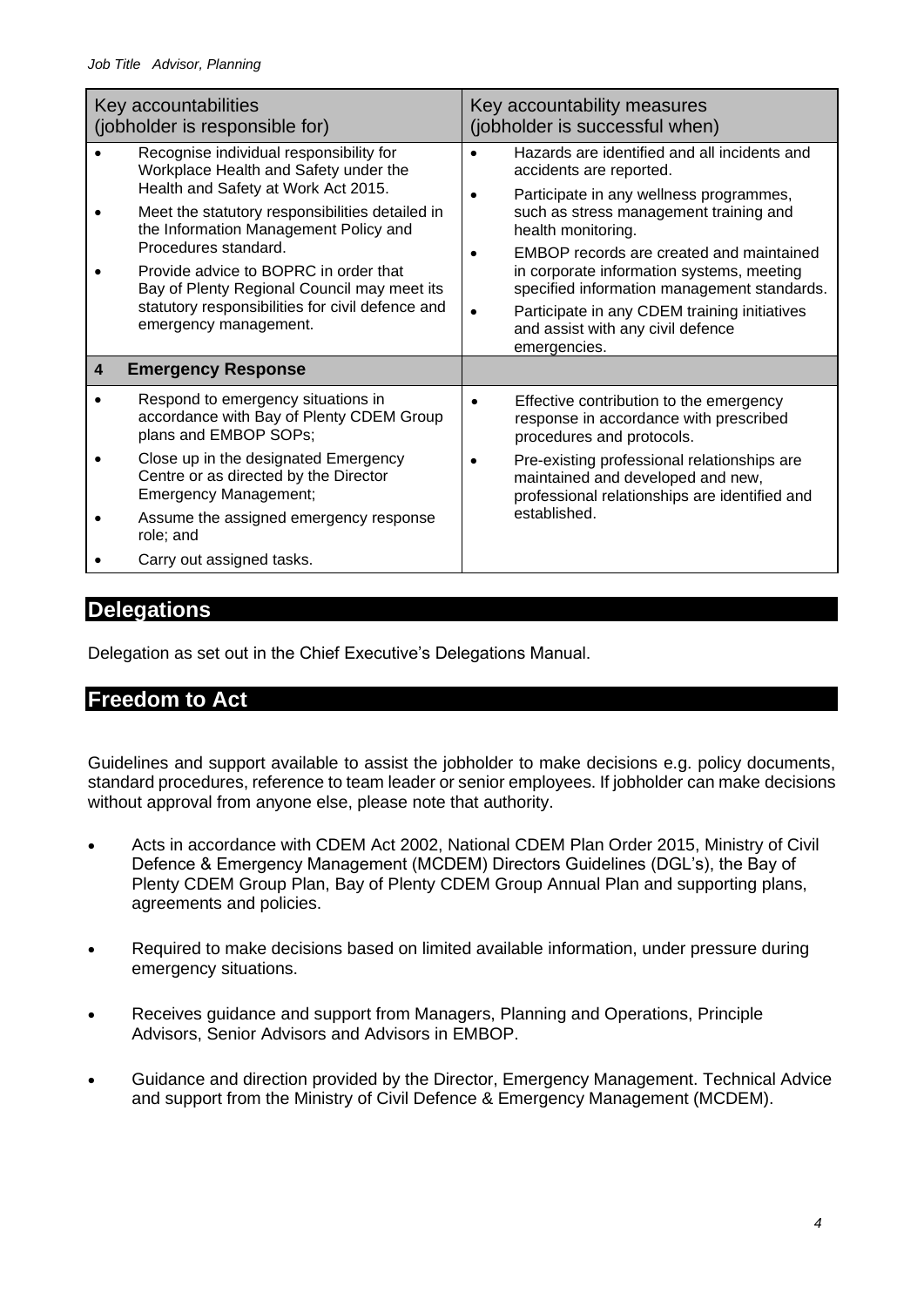| Key accountabilities (jobholder is responsible for) | Key accountability measures (jobholder is successful when) |
|---|---|
| • Recognise individual responsibility for Workplace Health and Safety under the Health and Safety at Work Act 2015.<br>• Meet the statutory responsibilities detailed in the Information Management Policy and Procedures standard.<br>• Provide advice to BOPRC in order that Bay of Plenty Regional Council may meet its statutory responsibilities for civil defence and emergency management. | • Hazards are identified and all incidents and accidents are reported.<br>• Participate in any wellness programmes, such as stress management training and health monitoring.<br>• EMBOP records are created and maintained in corporate information systems, meeting specified information management standards.<br>• Participate in any CDEM training initiatives and assist with any civil defence emergencies. |
| **4 Emergency Response** | |
| • Respond to emergency situations in accordance with Bay of Plenty CDEM Group plans and EMBOP SOPs;<br>• Close up in the designated Emergency Centre or as directed by the Director Emergency Management;<br>• Assume the assigned emergency response role; and<br>• Carry out assigned tasks. | • Effective contribution to the emergency response in accordance with prescribed procedures and protocols.<br>• Pre-existing professional relationships are maintained and developed and new, professional relationships are identified and established. |

## Delegations

Delegation as set out in the Chief Executive's Delegations Manual.

## Freedom to Act

Guidelines and support available to assist the jobholder to make decisions e.g. policy documents, standard procedures, reference to team leader or senior employees. If jobholder can make decisions without approval from anyone else, please note that authority.

- Acts in accordance with CDEM Act 2002, National CDEM Plan Order 2015, Ministry of Civil Defence & Emergency Management (MCDEM) Directors Guidelines (DGL's), the Bay of Plenty CDEM Group Plan, Bay of Plenty CDEM Group Annual Plan and supporting plans, agreements and policies.
- Required to make decisions based on limited available information, under pressure during emergency situations.
- Receives guidance and support from Managers, Planning and Operations, Principle Advisors, Senior Advisors and Advisors in EMBOP.
- Guidance and direction provided by the Director, Emergency Management. Technical Advice and support from the Ministry of Civil Defence & Emergency Management (MCDEM).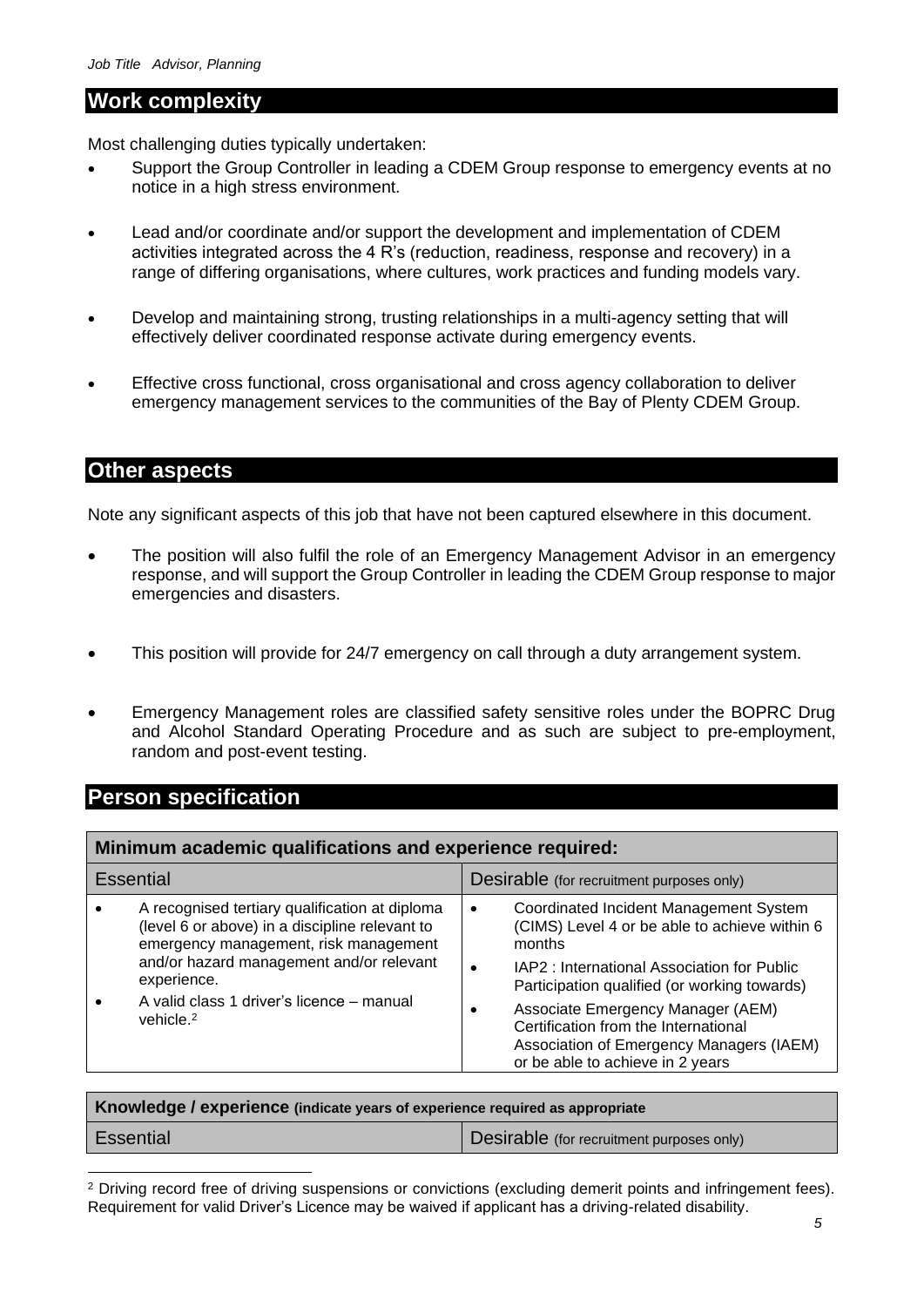## Work complexity

Most challenging duties typically undertaken:

- Support the Group Controller in leading a CDEM Group response to emergency events at no notice in a high stress environment.
- Lead and/or coordinate and/or support the development and implementation of CDEM activities integrated across the 4 R's (reduction, readiness, response and recovery) in a range of differing organisations, where cultures, work practices and funding models vary.
- Develop and maintaining strong, trusting relationships in a multi-agency setting that will effectively deliver coordinated response activate during emergency events.
- Effective cross functional, cross organisational and cross agency collaboration to deliver emergency management services to the communities of the Bay of Plenty CDEM Group.

## Other aspects

Note any significant aspects of this job that have not been captured elsewhere in this document.

- The position will also fulfil the role of an Emergency Management Advisor in an emergency response, and will support the Group Controller in leading the CDEM Group response to major emergencies and disasters.
- This position will provide for 24/7 emergency on call through a duty arrangement system.
- Emergency Management roles are classified safety sensitive roles under the BOPRC Drug and Alcohol Standard Operating Procedure and as such are subject to pre-employment, random and post-event testing.

## Person specification

| **Minimum academic qualifications and experience required:** | |
|---|---|
| Essential | Desirable (for recruitment purposes only) |
| • A recognised tertiary qualification at diploma (level 6 or above) in a discipline relevant to emergency management, risk management and/or hazard management and/or relevant experience.<br>• A valid class 1 driver's licence – manual vehicle.[2] | • Coordinated Incident Management System (CIMS) Level 4 or be able to achieve within 6 months<br>• IAP2 : International Association for Public Participation qualified (or working towards)<br>• Associate Emergency Manager (AEM) Certification from the International Association of Emergency Managers (IAEM) or be able to achieve in 2 years |

| **Knowledge / experience** (indicate years of experience required as appropriate | |
|---|---|
| Essential | Desirable (for recruitment purposes only) |

[2] Driving record free of driving suspensions or convictions (excluding demerit points and infringement fees). Requirement for valid Driver's Licence may be waived if applicant has a driving-related disability.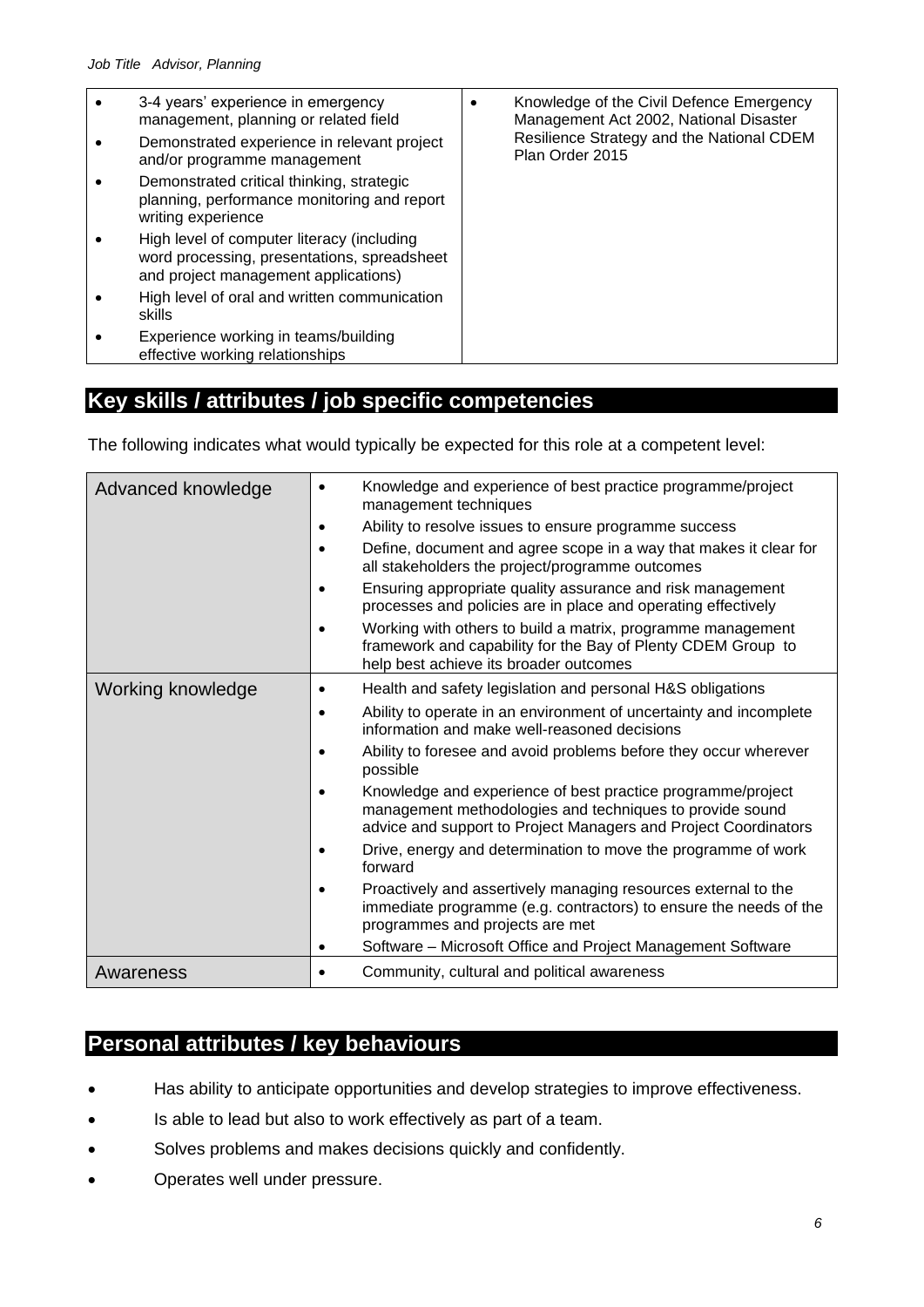| | |
|---|---|
| • 3-4 years' experience in emergency management, planning or related field<br>• Demonstrated experience in relevant project and/or programme management<br>• Demonstrated critical thinking, strategic planning, performance monitoring and report writing experience<br>• High level of computer literacy (including word processing, presentations, spreadsheet and project management applications)<br>• High level of oral and written communication skills<br>• Experience working in teams/building effective working relationships | • Knowledge of the Civil Defence Emergency Management Act 2002, National Disaster Resilience Strategy and the National CDEM Plan Order 2015 |

## Key skills / attributes / job specific competencies

The following indicates what would typically be expected for this role at a competent level:

| | |
|---|---|
| Advanced knowledge | • Knowledge and experience of best practice programme/project management techniques<br>• Ability to resolve issues to ensure programme success<br>• Define, document and agree scope in a way that makes it clear for all stakeholders the project/programme outcomes<br>• Ensuring appropriate quality assurance and risk management processes and policies are in place and operating effectively<br>• Working with others to build a matrix, programme management framework and capability for the Bay of Plenty CDEM Group to help best achieve its broader outcomes |
| Working knowledge | • Health and safety legislation and personal H&S obligations<br>• Ability to operate in an environment of uncertainty and incomplete information and make well-reasoned decisions<br>• Ability to foresee and avoid problems before they occur wherever possible<br>• Knowledge and experience of best practice programme/project management methodologies and techniques to provide sound advice and support to Project Managers and Project Coordinators<br>• Drive, energy and determination to move the programme of work forward<br>• Proactively and assertively managing resources external to the immediate programme (e.g. contractors) to ensure the needs of the programmes and projects are met<br>• Software – Microsoft Office and Project Management Software |
| Awareness | • Community, cultural and political awareness |

## Personal attributes / key behaviours

- Has ability to anticipate opportunities and develop strategies to improve effectiveness.
- Is able to lead but also to work effectively as part of a team.
- Solves problems and makes decisions quickly and confidently.
- Operates well under pressure.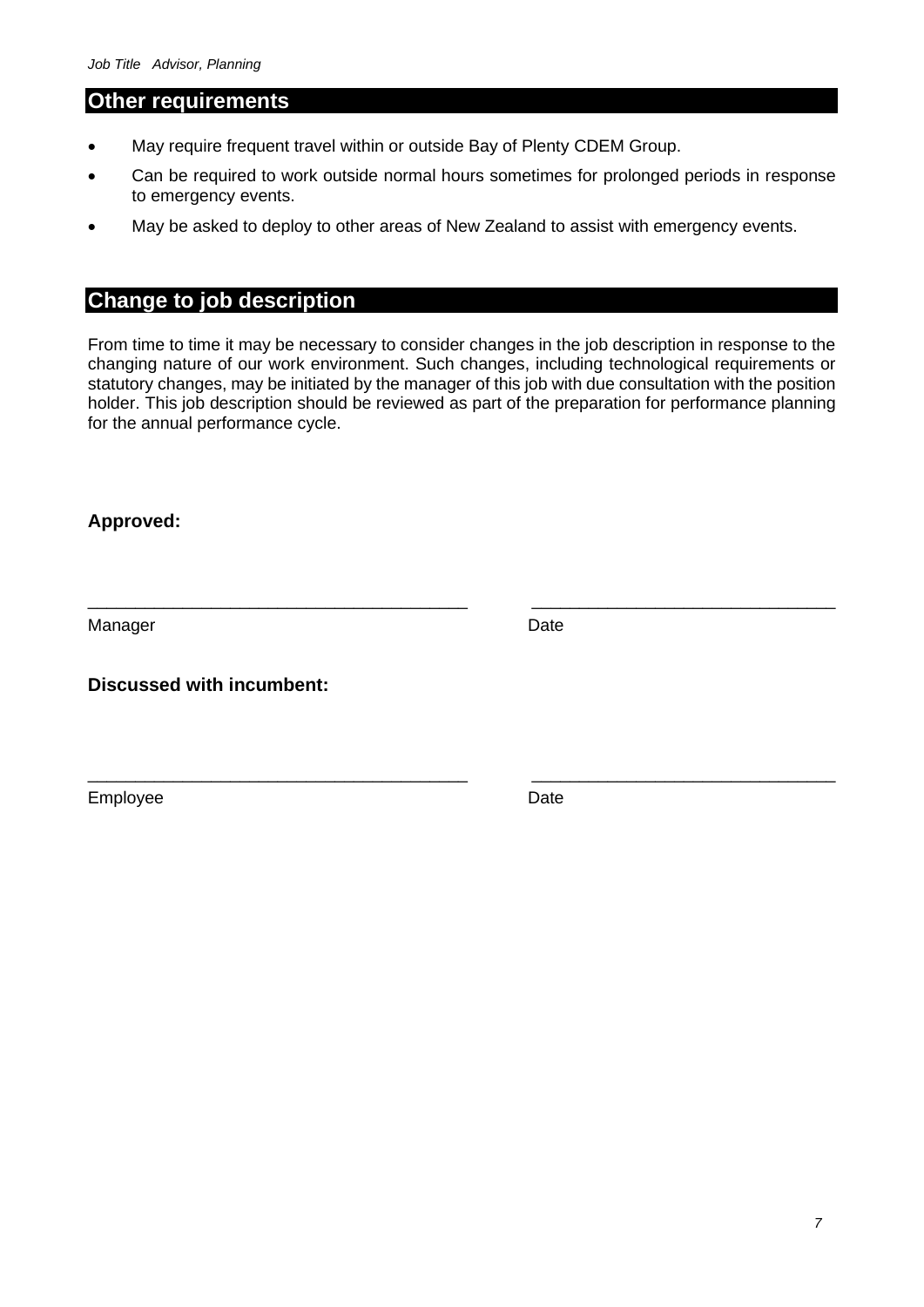## Other requirements

- May require frequent travel within or outside Bay of Plenty CDEM Group.
- Can be required to work outside normal hours sometimes for prolonged periods in response to emergency events.
- May be asked to deploy to other areas of New Zealand to assist with emergency events.

## Change to job description

From time to time it may be necessary to consider changes in the job description in response to the changing nature of our work environment. Such changes, including technological requirements or statutory changes, may be initiated by the manager of this job with due consultation with the position holder. This job description should be reviewed as part of the preparation for performance planning for the annual performance cycle.

**Approved:**

_______________________________________ _______________________________

Manager Date

**Discussed with incumbent:**

_______________________________________ _______________________________

Employee Date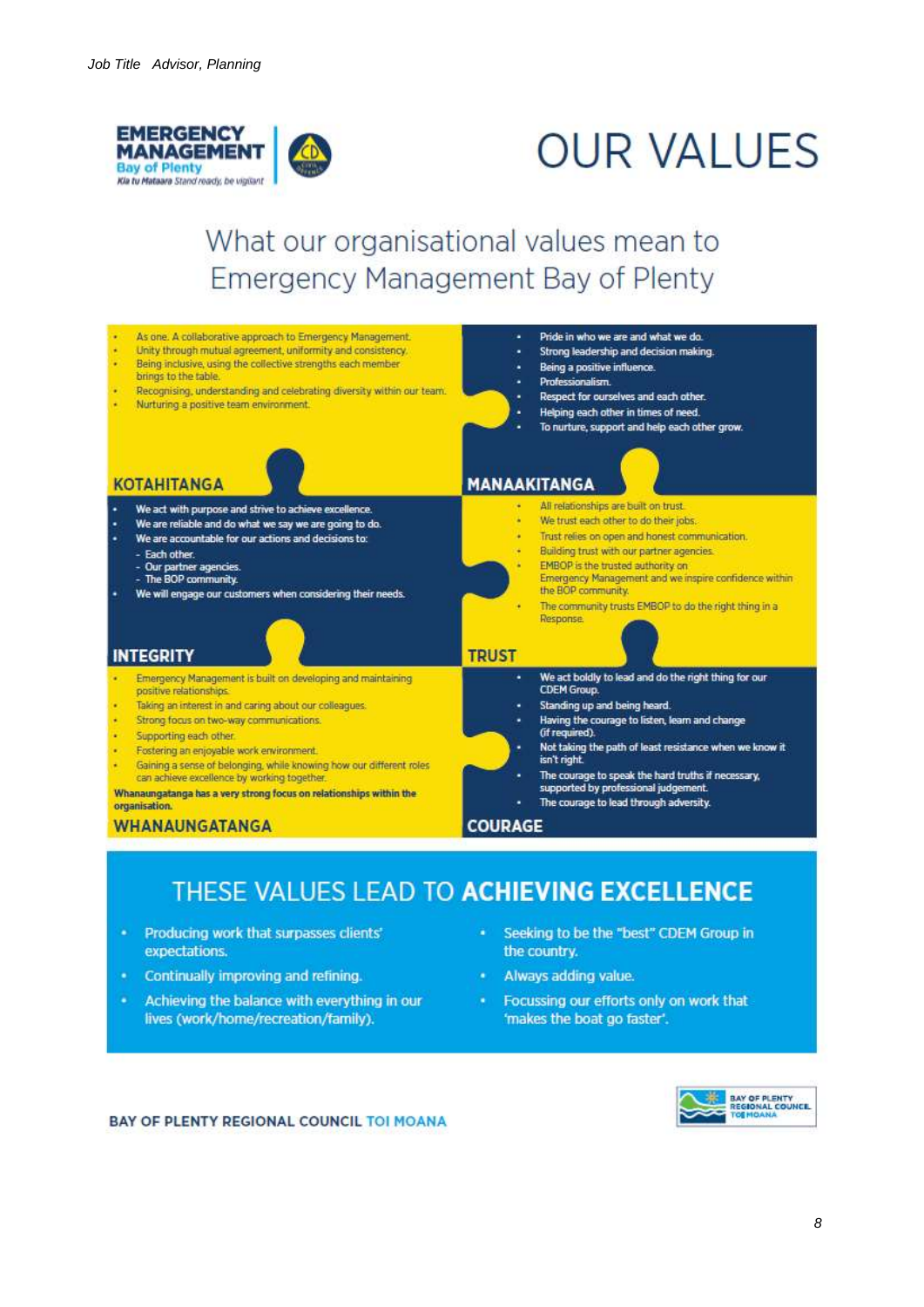EMERGENCY MANAGEMENT Bay of Plenty
Kia tu Mataara Stand ready, be vigilant

# OUR VALUES

## What our organisational values mean to Emergency Management Bay of Plenty

### KOTAHITANGA

- As one. A collaborative approach to Emergency Management.
- Unity through mutual agreement, uniformity and consistency.
- Being inclusive, using the collective strengths each member brings to the table.
- Recognising, understanding and celebrating diversity within our team.
- Nurturing a positive team environment.

### MANAAKITANGA

- Pride in who we are and what we do.
- Strong leadership and decision making.
- Being a positive influence.
- Professionalism.
- Respect for ourselves and each other.
- Helping each other in times of need.
- To nurture, support and help each other grow.

### INTEGRITY

- We act with purpose and strive to achieve excellence.
- We are reliable and do what we say we are going to do.
- We are accountable for our actions and decisions to:
  - Each other.
  - Our partner agencies.
  - The BOP community.
- We will engage our customers when considering their needs.

### TRUST

- All relationships are built on trust.
- We trust each other to do their jobs.
- Trust relies on open and honest communication.
- Building trust with our partner agencies.
- EMBOP is the trusted authority on Emergency Management and we inspire confidence within the BOP community.
- The community trusts EMBOP to do the right thing in a Response.

### WHANAUNGATANGA

- Emergency Management is built on developing and maintaining positive relationships.
- Taking an interest in and caring about our colleagues.
- Strong focus on two-way communications.
- Supporting each other.
- Fostering an enjoyable work environment.
- Gaining a sense of belonging, while knowing how our different roles can achieve excellence by working together.

**Whanaungatanga has a very strong focus on relationships within the organisation.**

### COURAGE

- We act boldly to lead and do the right thing for our CDEM Group.
- Standing up and being heard.
- Having the courage to listen, learn and change (if required).
- Not taking the path of least resistance when we know it isn't right.
- The courage to speak the hard truths if necessary, supported by professional judgement.
- The courage to lead through adversity.

## THESE VALUES LEAD TO **ACHIEVING EXCELLENCE**

- Producing work that surpasses clients' expectations.
- Continually improving and refining.
- Achieving the balance with everything in our lives (work/home/recreation/family).
- Seeking to be the "best" CDEM Group in the country.
- Always adding value.
- Focussing our efforts only on work that 'makes the boat go faster'.

BAY OF PLENTY REGIONAL COUNCIL TOI MOANA